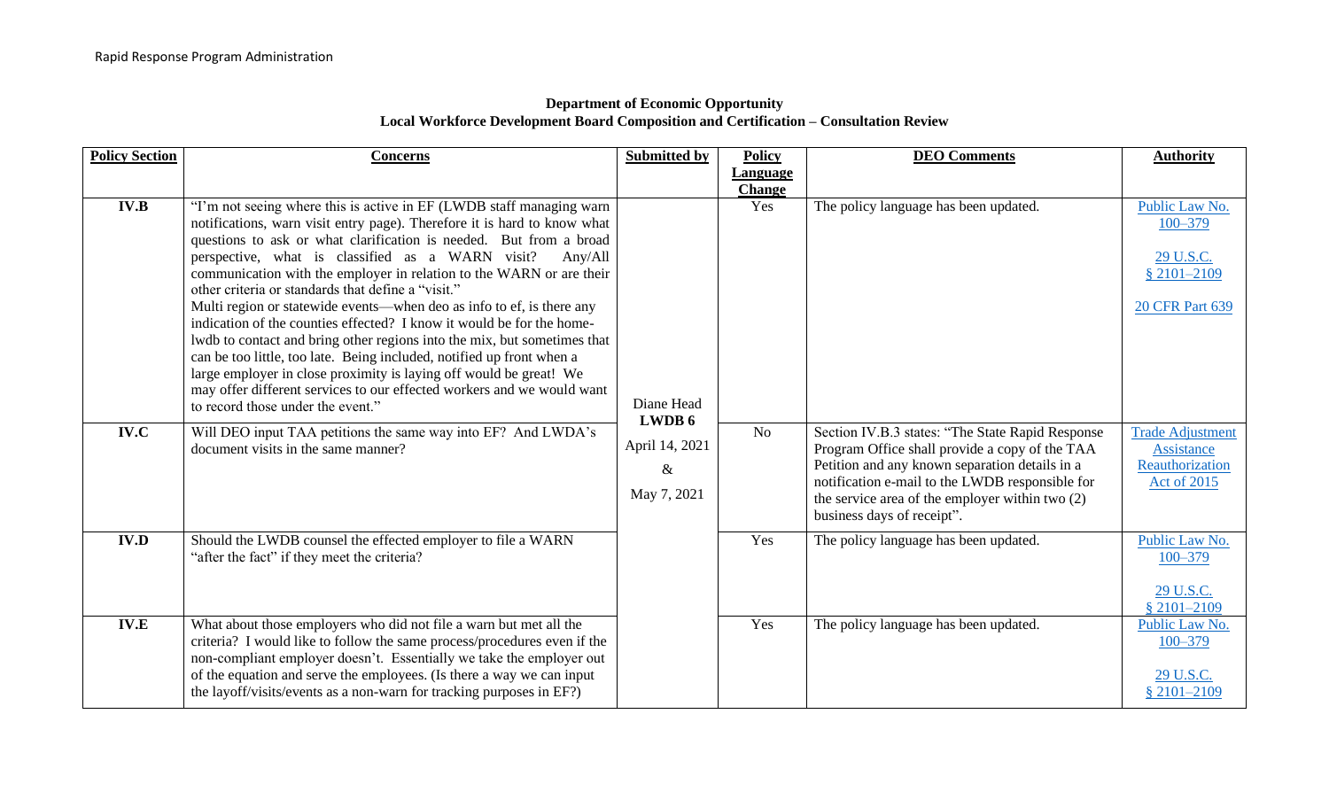Rapid Response Program Administration

**Department of Economic Opportunity**
**Local Workforce Development Board Composition and Certification – Consultation Review**

| Policy Section | Concerns | Submitted by | Policy Language Change | DEO Comments | Authority |
|---|---|---|---|---|---|
| **IV.B** | "I'm not seeing where this is active in EF (LWDB staff managing warn notifications, warn visit entry page). Therefore it is hard to know what questions to ask or what clarification is needed. But from a broad perspective, what is classified as a WARN visit? Any/All communication with the employer in relation to the WARN or are their other criteria or standards that define a "visit." Multi region or statewide events—when deo as info to ef, is there any indication of the counties effected? I know it would be for the home-lwdb to contact and bring other regions into the mix, but sometimes that can be too little, too late. Being included, notified up front when a large employer in close proximity is laying off would be great! We may offer different services to our effected workers and we would want to record those under the event." | Diane Head **LWDB 6** April 14, 2021 & May 7, 2021 | Yes | The policy language has been updated. | Public Law No. 100–379<br>29 U.S.C. § 2101–2109<br>20 CFR Part 639 |
| **IV.C** | Will DEO input TAA petitions the same way into EF? And LWDA's document visits in the same manner? | | No | Section IV.B.3 states: "The State Rapid Response Program Office shall provide a copy of the TAA Petition and any known separation details in a notification e-mail to the LWDB responsible for the service area of the employer within two (2) business days of receipt". | Trade Adjustment Assistance Reauthorization Act of 2015 |
| **IV.D** | Should the LWDB counsel the effected employer to file a WARN "after the fact" if they meet the criteria? | | Yes | The policy language has been updated. | Public Law No. 100–379<br>29 U.S.C. § 2101–2109 |
| **IV.E** | What about those employers who did not file a warn but met all the criteria? I would like to follow the same process/procedures even if the non-compliant employer doesn't. Essentially we take the employer out of the equation and serve the employees. (Is there a way we can input the layoff/visits/events as a non-warn for tracking purposes in EF?) | | Yes | The policy language has been updated. | Public Law No. 100–379<br>29 U.S.C. § 2101–2109 |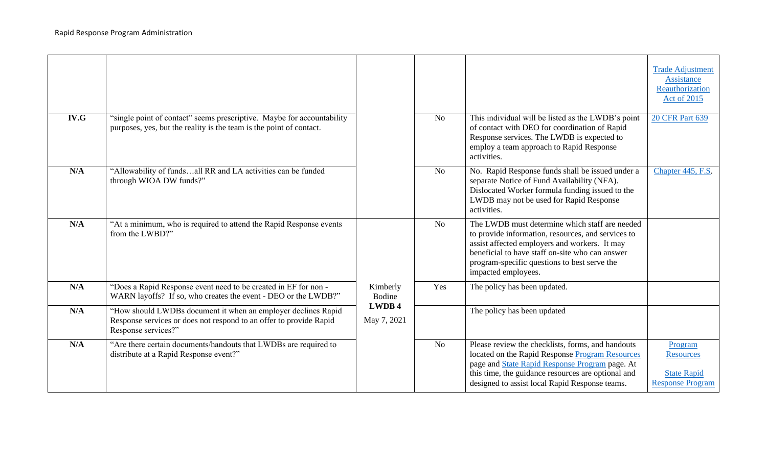|  |  |  |  |  |  |
|---|---|---|---|---|---|
|  |  |  |  |  | Trade Adjustment Assistance Reauthorization Act of 2015 |
| **IV.G** | "single point of contact" seems prescriptive. Maybe for accountability purposes, yes, but the reality is the team is the point of contact. |  | No | This individual will be listed as the LWDB's point of contact with DEO for coordination of Rapid Response services. The LWDB is expected to employ a team approach to Rapid Response activities. | 20 CFR Part 639 |
| **N/A** | "Allowability of funds…all RR and LA activities can be funded through WIOA DW funds?" |  | No | No. Rapid Response funds shall be issued under a separate Notice of Fund Availability (NFA). Dislocated Worker formula funding issued to the LWDB may not be used for Rapid Response activities. | Chapter 445, F.S. |
| **N/A** | "At a minimum, who is required to attend the Rapid Response events from the LWBD?" | Kimberly Bodine **LWDB 4** May 7, 2021 | No | The LWDB must determine which staff are needed to provide information, resources, and services to assist affected employers and workers. It may beneficial to have staff on-site who can answer program-specific questions to best serve the impacted employees. |  |
| **N/A** | "Does a Rapid Response event need to be created in EF for non - WARN layoffs? If so, who creates the event - DEO or the LWDB?" |  | Yes | The policy has been updated. |  |
| **N/A** | "How should LWDBs document it when an employer declines Rapid Response services or does not respond to an offer to provide Rapid Response services?" |  |  | The policy has been updated |  |
| **N/A** | "Are there certain documents/handouts that LWDBs are required to distribute at a Rapid Response event?" |  | No | Please review the checklists, forms, and handouts located on the Rapid Response Program Resources page and State Rapid Response Program page. At this time, the guidance resources are optional and designed to assist local Rapid Response teams. | Program Resources<br><br>State Rapid Response Program |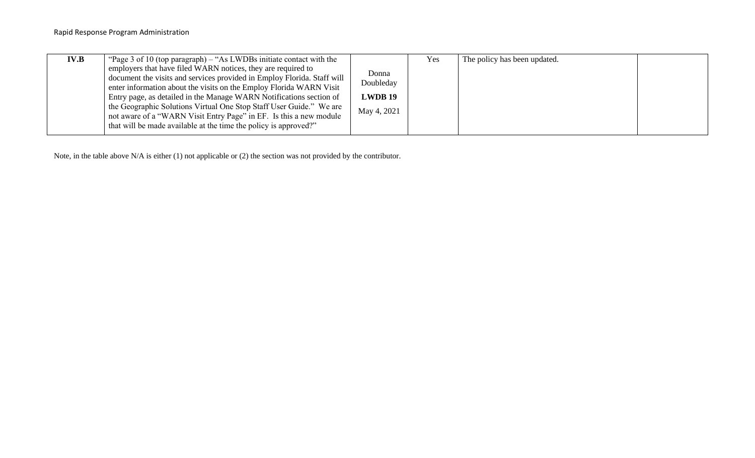| | | | | | |
|---|---|---|---|---|---|
| **IV.B** | "Page 3 of 10 (top paragraph) – "As LWDBs initiate contact with the employers that have filed WARN notices, they are required to document the visits and services provided in Employ Florida. Staff will enter information about the visits on the Employ Florida WARN Visit Entry page, as detailed in the Manage WARN Notifications section of the Geographic Solutions Virtual One Stop Staff User Guide." We are not aware of a "WARN Visit Entry Page" in EF. Is this a new module that will be made available at the time the policy is approved?" | Donna Doubleday<br>**LWDB 19**<br>May 4, 2021 | Yes | The policy has been updated. | |

Note, in the table above N/A is either (1) not applicable or (2) the section was not provided by the contributor.